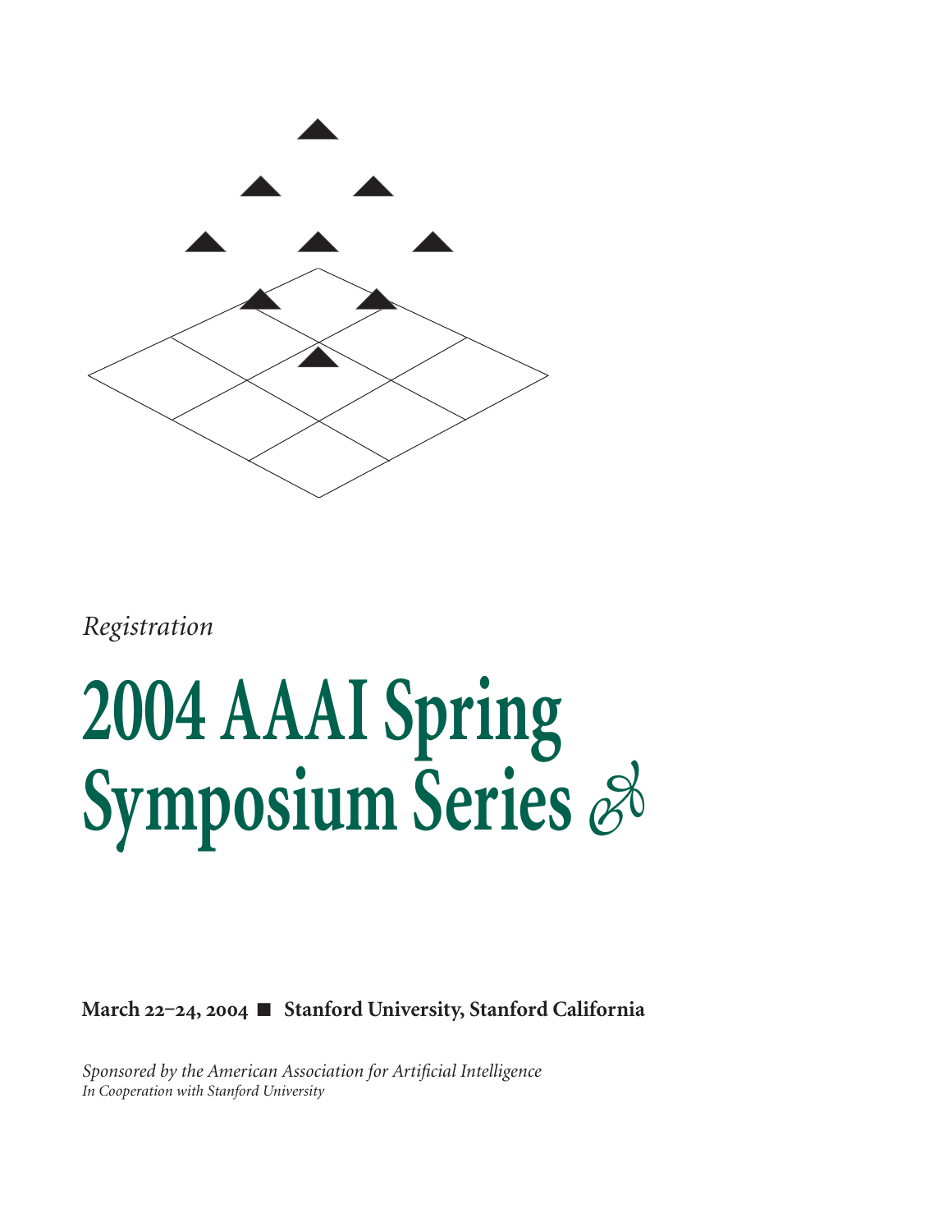*Registration*

# 2004 AAAI Spring Symposium Series

**March 22–24, 2004 ■ Stanford University, Stanford California**

*Sponsored by the American Association for Artificial Intelligence*
*In Cooperation with Stanford University*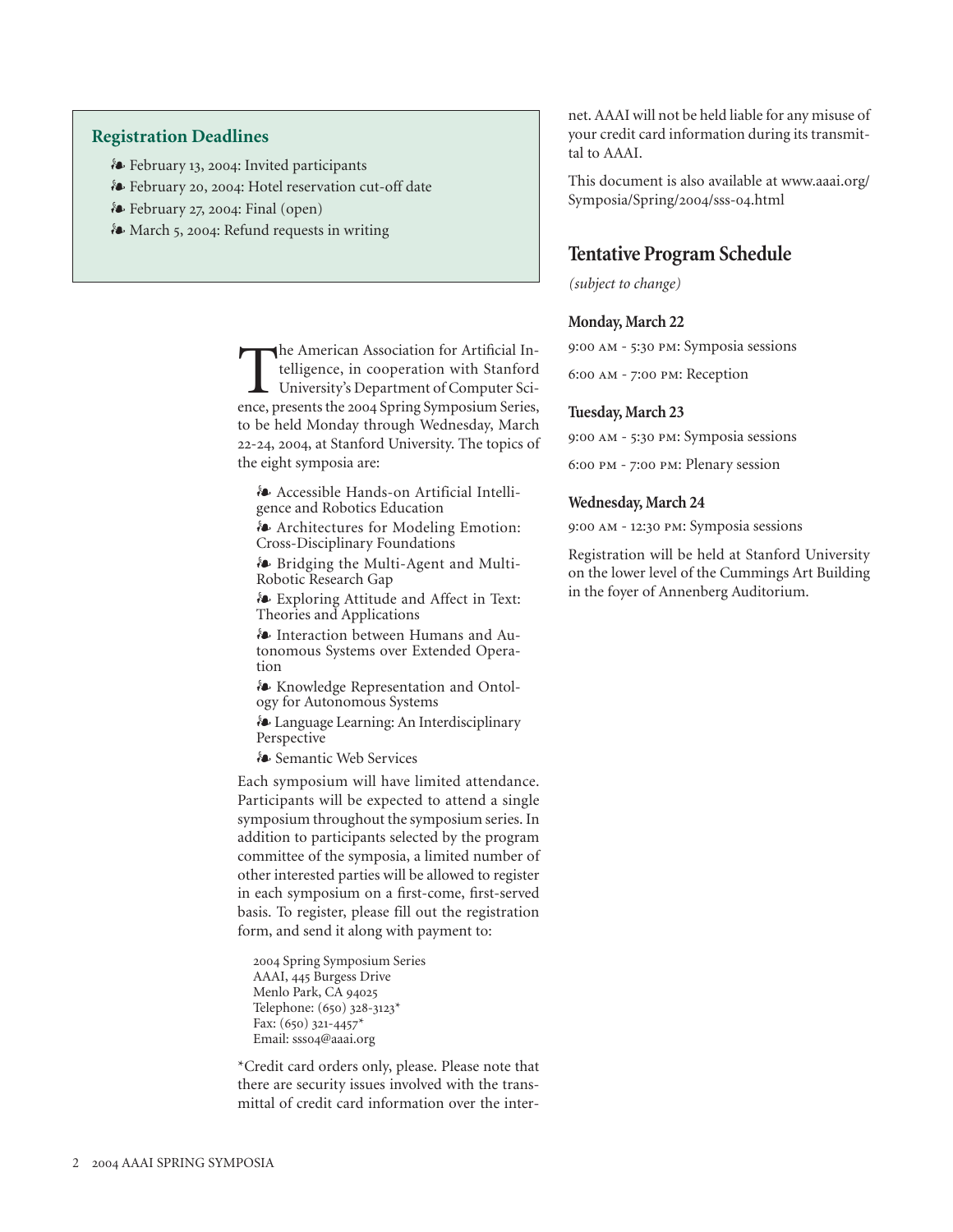## Registration Deadlines

- February 13, 2004: Invited participants
- February 20, 2004: Hotel reservation cut-off date
- February 27, 2004: Final (open)
- March 5, 2004: Refund requests in writing

The American Association for Artificial Intelligence, in cooperation with Stanford University's Department of Computer Science, presents the 2004 Spring Symposium Series, to be held Monday through Wednesday, March 22-24, 2004, at Stanford University. The topics of the eight symposia are:

- Accessible Hands-on Artificial Intelligence and Robotics Education
- Architectures for Modeling Emotion: Cross-Disciplinary Foundations
- Bridging the Multi-Agent and Multi-Robotic Research Gap
- Exploring Attitude and Affect in Text: Theories and Applications
- Interaction between Humans and Autonomous Systems over Extended Operation
- Knowledge Representation and Ontology for Autonomous Systems
- Language Learning: An Interdisciplinary Perspective
- Semantic Web Services

Each symposium will have limited attendance. Participants will be expected to attend a single symposium throughout the symposium series. In addition to participants selected by the program committee of the symposia, a limited number of other interested parties will be allowed to register in each symposium on a first-come, first-served basis. To register, please fill out the registration form, and send it along with payment to:

2004 Spring Symposium Series
AAAI, 445 Burgess Drive
Menlo Park, CA 94025
Telephone: (650) 328-3123*
Fax: (650) 321-4457*
Email: sss04@aaai.org

*Credit card orders only, please. Please note that there are security issues involved with the transmittal of credit card information over the internet. AAAI will not be held liable for any misuse of your credit card information during its transmittal to AAAI.

This document is also available at www.aaai.org/Symposia/Spring/2004/sss-04.html

## Tentative Program Schedule

*(subject to change)*

### Monday, March 22

9:00 AM - 5:30 PM: Symposia sessions

6:00 AM - 7:00 PM: Reception

### Tuesday, March 23

9:00 AM - 5:30 PM: Symposia sessions

6:00 PM - 7:00 PM: Plenary session

### Wednesday, March 24

9:00 AM - 12:30 PM: Symposia sessions

Registration will be held at Stanford University on the lower level of the Cummings Art Building in the foyer of Annenberg Auditorium.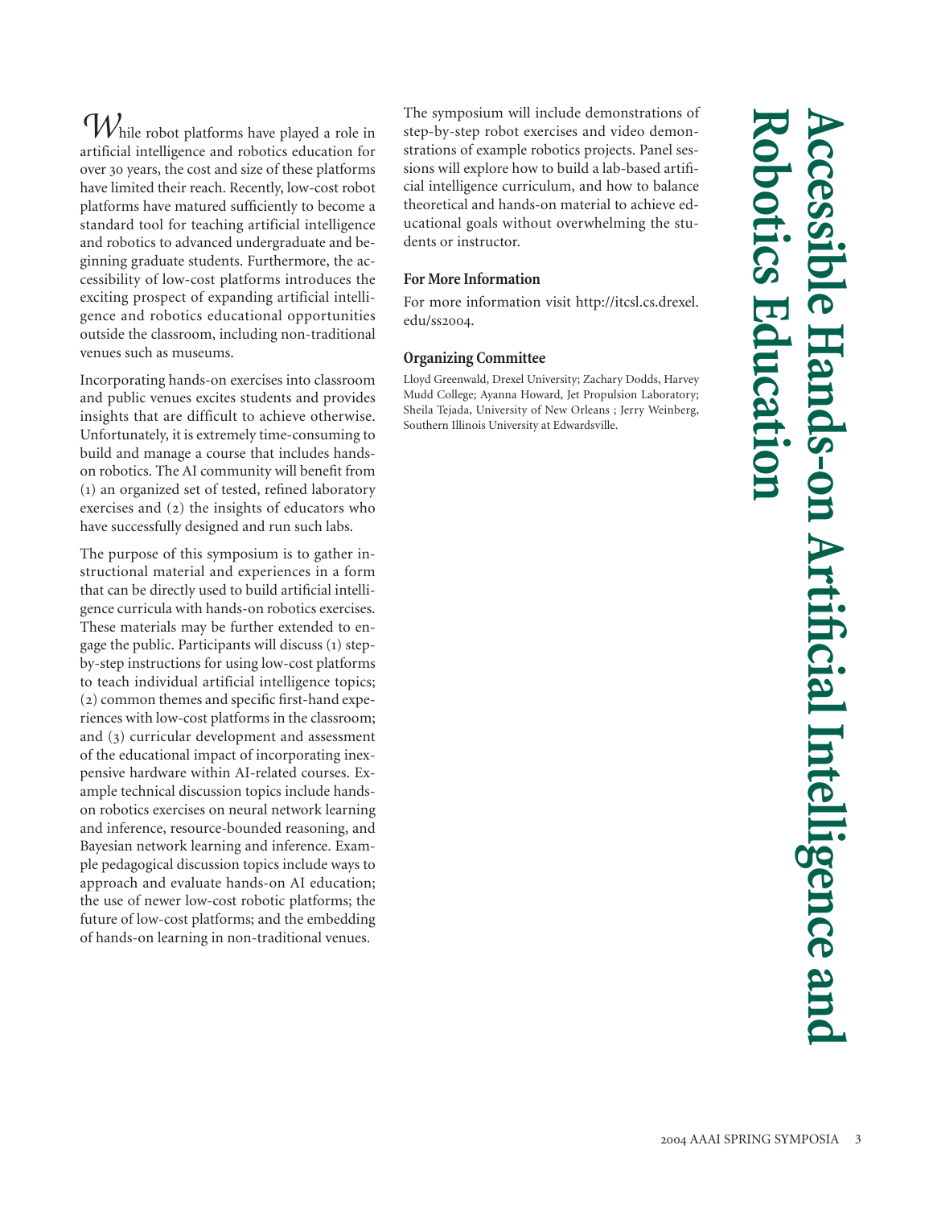# Accessible Hands-on Artificial Intelligence and Robotics Education

While robot platforms have played a role in artificial intelligence and robotics education for over 30 years, the cost and size of these platforms have limited their reach. Recently, low-cost robot platforms have matured sufficiently to become a standard tool for teaching artificial intelligence and robotics to advanced undergraduate and beginning graduate students. Furthermore, the accessibility of low-cost platforms introduces the exciting prospect of expanding artificial intelligence and robotics educational opportunities outside the classroom, including non-traditional venues such as museums.

Incorporating hands-on exercises into classroom and public venues excites students and provides insights that are difficult to achieve otherwise. Unfortunately, it is extremely time-consuming to build and manage a course that includes hands-on robotics. The AI community will benefit from (1) an organized set of tested, refined laboratory exercises and (2) the insights of educators who have successfully designed and run such labs.

The purpose of this symposium is to gather instructional material and experiences in a form that can be directly used to build artificial intelligence curricula with hands-on robotics exercises. These materials may be further extended to engage the public. Participants will discuss (1) step-by-step instructions for using low-cost platforms to teach individual artificial intelligence topics; (2) common themes and specific first-hand experiences with low-cost platforms in the classroom; and (3) curricular development and assessment of the educational impact of incorporating inexpensive hardware within AI-related courses. Example technical discussion topics include hands-on robotics exercises on neural network learning and inference, resource-bounded reasoning, and Bayesian network learning and inference. Example pedagogical discussion topics include ways to approach and evaluate hands-on AI education; the use of newer low-cost robotic platforms; the future of low-cost platforms; and the embedding of hands-on learning in non-traditional venues.

The symposium will include demonstrations of step-by-step robot exercises and video demonstrations of example robotics projects. Panel sessions will explore how to build a lab-based artificial intelligence curriculum, and how to balance theoretical and hands-on material to achieve educational goals without overwhelming the students or instructor.

### For More Information

For more information visit http://itcsl.cs.drexel.edu/ss2004.

### Organizing Committee

Lloyd Greenwald, Drexel University; Zachary Dodds, Harvey Mudd College; Ayanna Howard, Jet Propulsion Laboratory; Sheila Tejada, University of New Orleans ; Jerry Weinberg, Southern Illinois University at Edwardsville.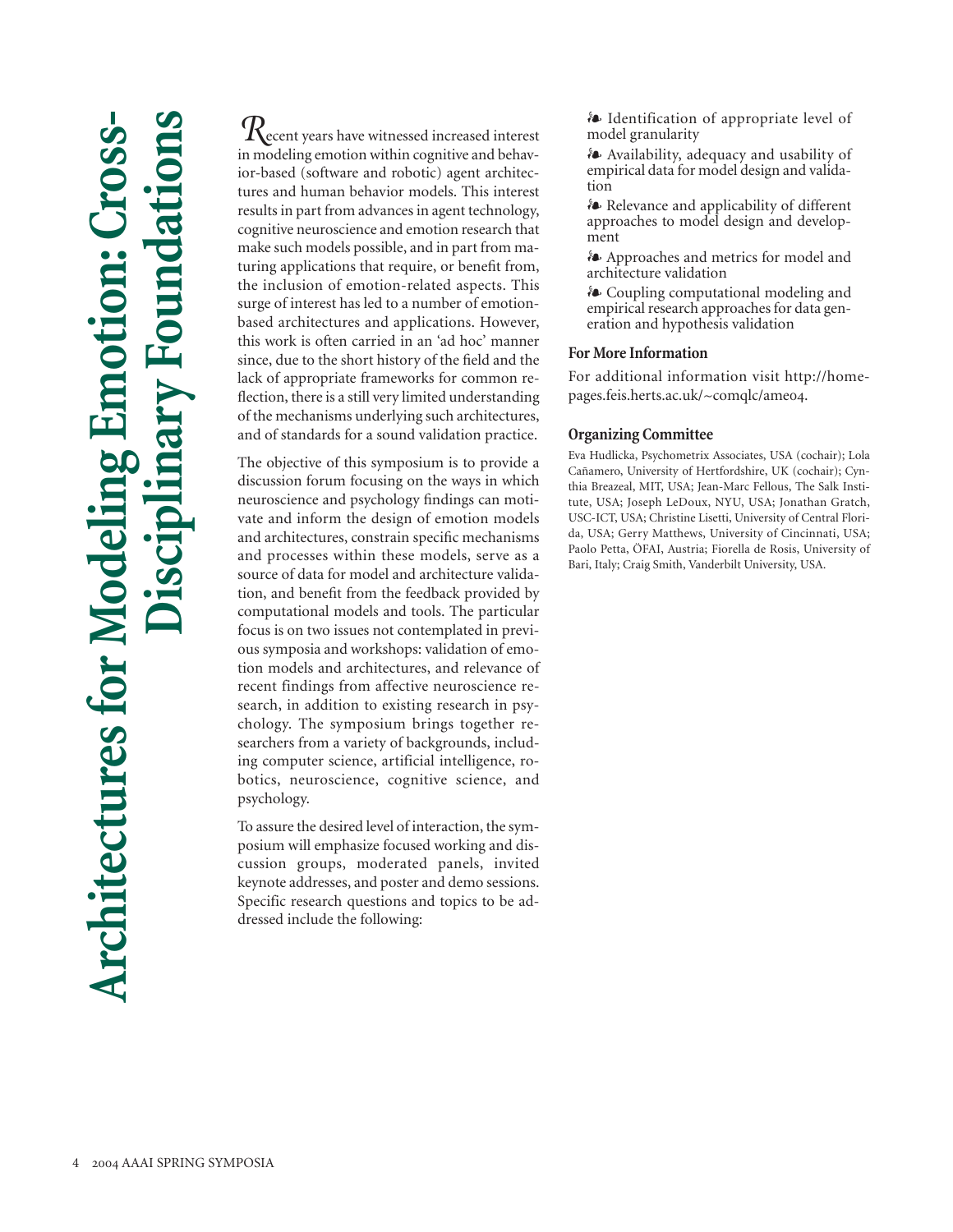# Architectures for Modeling Emotion: Cross-Disciplinary Foundations

Recent years have witnessed increased interest in modeling emotion within cognitive and behavior-based (software and robotic) agent architectures and human behavior models. This interest results in part from advances in agent technology, cognitive neuroscience and emotion research that make such models possible, and in part from maturing applications that require, or benefit from, the inclusion of emotion-related aspects. This surge of interest has led to a number of emotion-based architectures and applications. However, this work is often carried in an 'ad hoc' manner since, due to the short history of the field and the lack of appropriate frameworks for common reflection, there is a still very limited understanding of the mechanisms underlying such architectures, and of standards for a sound validation practice.

The objective of this symposium is to provide a discussion forum focusing on the ways in which neuroscience and psychology findings can motivate and inform the design of emotion models and architectures, constrain specific mechanisms and processes within these models, serve as a source of data for model and architecture validation, and benefit from the feedback provided by computational models and tools. The particular focus is on two issues not contemplated in previous symposia and workshops: validation of emotion models and architectures, and relevance of recent findings from affective neuroscience research, in addition to existing research in psychology. The symposium brings together researchers from a variety of backgrounds, including computer science, artificial intelligence, robotics, neuroscience, cognitive science, and psychology.

To assure the desired level of interaction, the symposium will emphasize focused working and discussion groups, moderated panels, invited keynote addresses, and poster and demo sessions. Specific research questions and topics to be addressed include the following:

- Identification of appropriate level of model granularity
- Availability, adequacy and usability of empirical data for model design and validation
- Relevance and applicability of different approaches to model design and development
- Approaches and metrics for model and architecture validation
- Coupling computational modeling and empirical research approaches for data generation and hypothesis validation

## For More Information

For additional information visit http://homepages.feis.herts.ac.uk/~comqlc/ame04.

## Organizing Committee

Eva Hudlicka, Psychometrix Associates, USA (cochair); Lola Cañamero, University of Hertfordshire, UK (cochair); Cynthia Breazeal, MIT, USA; Jean-Marc Fellous, The Salk Institute, USA; Joseph LeDoux, NYU, USA; Jonathan Gratch, USC-ICT, USA; Christine Lisetti, University of Central Florida, USA; Gerry Matthews, University of Cincinnati, USA; Paolo Petta, ÖFAI, Austria; Fiorella de Rosis, University of Bari, Italy; Craig Smith, Vanderbilt University, USA.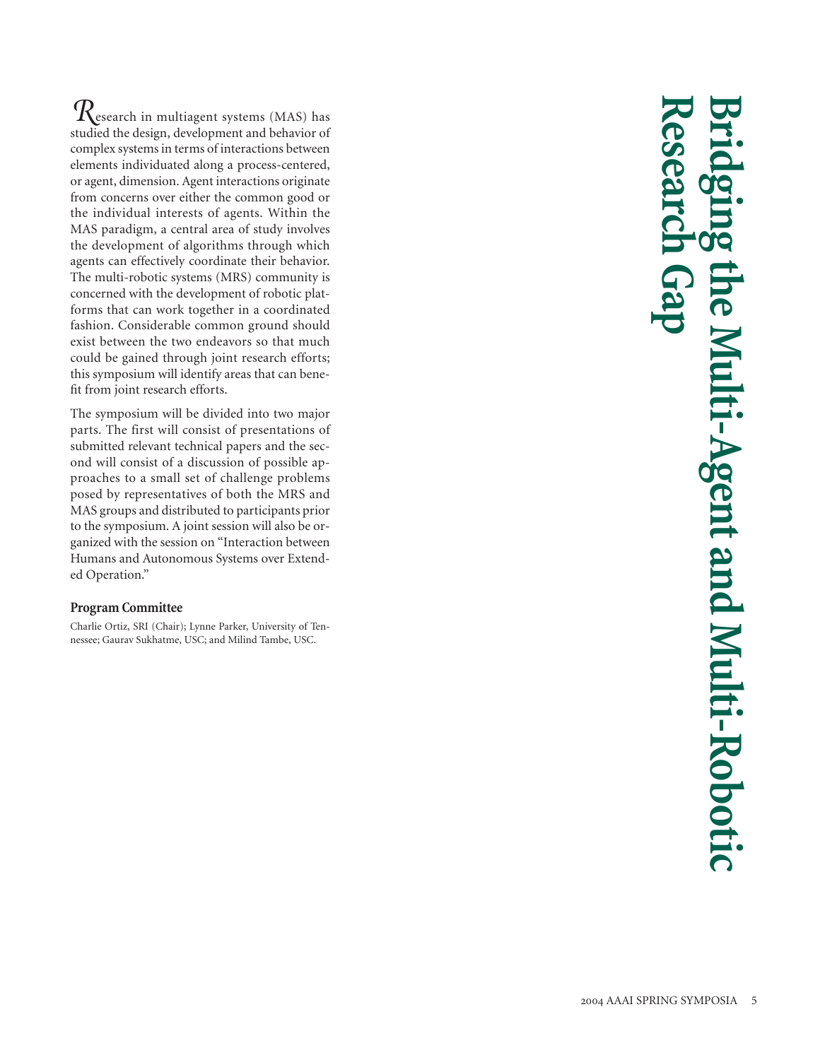# Bridging the Multi-Agent and Multi-Robotic Research Gap

Research in multiagent systems (MAS) has studied the design, development and behavior of complex systems in terms of interactions between elements individuated along a process-centered, or agent, dimension. Agent interactions originate from concerns over either the common good or the individual interests of agents. Within the MAS paradigm, a central area of study involves the development of algorithms through which agents can effectively coordinate their behavior. The multi-robotic systems (MRS) community is concerned with the development of robotic platforms that can work together in a coordinated fashion. Considerable common ground should exist between the two endeavors so that much could be gained through joint research efforts; this symposium will identify areas that can benefit from joint research efforts.

The symposium will be divided into two major parts. The first will consist of presentations of submitted relevant technical papers and the second will consist of a discussion of possible approaches to a small set of challenge problems posed by representatives of both the MRS and MAS groups and distributed to participants prior to the symposium. A joint session will also be organized with the session on "Interaction between Humans and Autonomous Systems over Extended Operation."

### Program Committee

Charlie Ortiz, SRI (Chair); Lynne Parker, University of Tennessee; Gaurav Sukhatme, USC; and Milind Tambe, USC.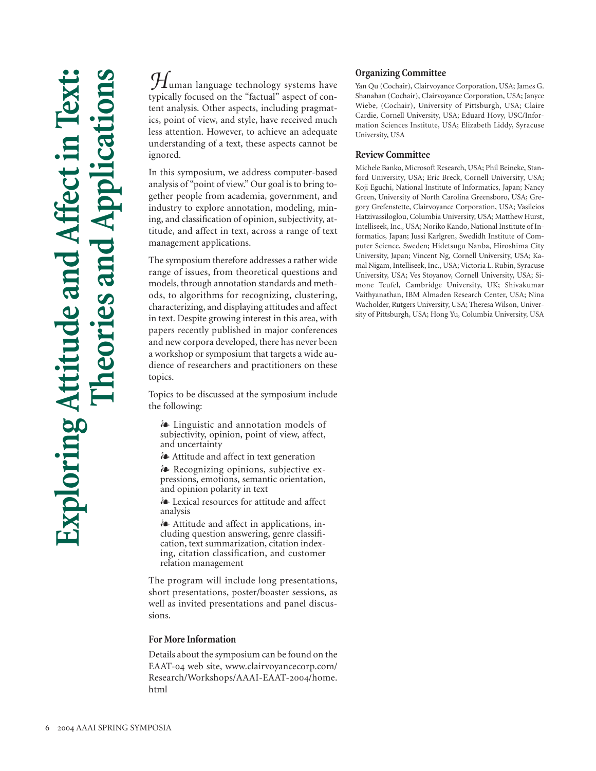# Exploring Attitude and Affect in Text: Theories and Applications

Human language technology systems have typically focused on the "factual" aspect of content analysis. Other aspects, including pragmatics, point of view, and style, have received much less attention. However, to achieve an adequate understanding of a text, these aspects cannot be ignored.

In this symposium, we address computer-based analysis of "point of view." Our goal is to bring together people from academia, government, and industry to explore annotation, modeling, mining, and classification of opinion, subjectivity, attitude, and affect in text, across a range of text management applications.

The symposium therefore addresses a rather wide range of issues, from theoretical questions and models, through annotation standards and methods, to algorithms for recognizing, clustering, characterizing, and displaying attitudes and affect in text. Despite growing interest in this area, with papers recently published in major conferences and new corpora developed, there has never been a workshop or symposium that targets a wide audience of researchers and practitioners on these topics.

Topics to be discussed at the symposium include the following:

- Linguistic and annotation models of subjectivity, opinion, point of view, affect, and uncertainty
- Attitude and affect in text generation
- Recognizing opinions, subjective expressions, emotions, semantic orientation, and opinion polarity in text
- Lexical resources for attitude and affect analysis
- Attitude and affect in applications, including question answering, genre classification, text summarization, citation indexing, citation classification, and customer relation management

The program will include long presentations, short presentations, poster/boaster sessions, as well as invited presentations and panel discussions.

### For More Information

Details about the symposium can be found on the EAAT-04 web site, www.clairvoyancecorp.com/Research/Workshops/AAAI-EAAT-2004/home.html

### Organizing Committee

Yan Qu (Cochair), Clairvoyance Corporation, USA; James G. Shanahan (Cochair), Clairvoyance Corporation, USA; Janyce Wiebe, (Cochair), University of Pittsburgh, USA; Claire Cardie, Cornell University, USA; Eduard Hovy, USC/Information Sciences Institute, USA; Elizabeth Liddy, Syracuse University, USA

### Review Committee

Michele Banko, Microsoft Research, USA; Phil Beineke, Stanford University, USA; Eric Breck, Cornell University, USA; Koji Eguchi, National Institute of Informatics, Japan; Nancy Green, University of North Carolina Greensboro, USA; Gregory Grefenstette, Clairvoyance Corporation, USA; Vasileios Hatzivassiloglou, Columbia University, USA; Matthew Hurst, Intelliseek, Inc., USA; Noriko Kando, National Institute of Informatics, Japan; Jussi Karlgren, Swedidh Institute of Computer Science, Sweden; Hidetsugu Nanba, Hiroshima City University, Japan; Vincent Ng, Cornell University, USA; Kamal Nigam, Intelliseek, Inc., USA; Victoria L. Rubin, Syracuse University, USA; Ves Stoyanov, Cornell University, USA; Simone Teufel, Cambridge University, UK; Shivakumar Vaithyanathan, IBM Almaden Research Center, USA; Nina Wacholder, Rutgers University, USA; Theresa Wilson, University of Pittsburgh, USA; Hong Yu, Columbia University, USA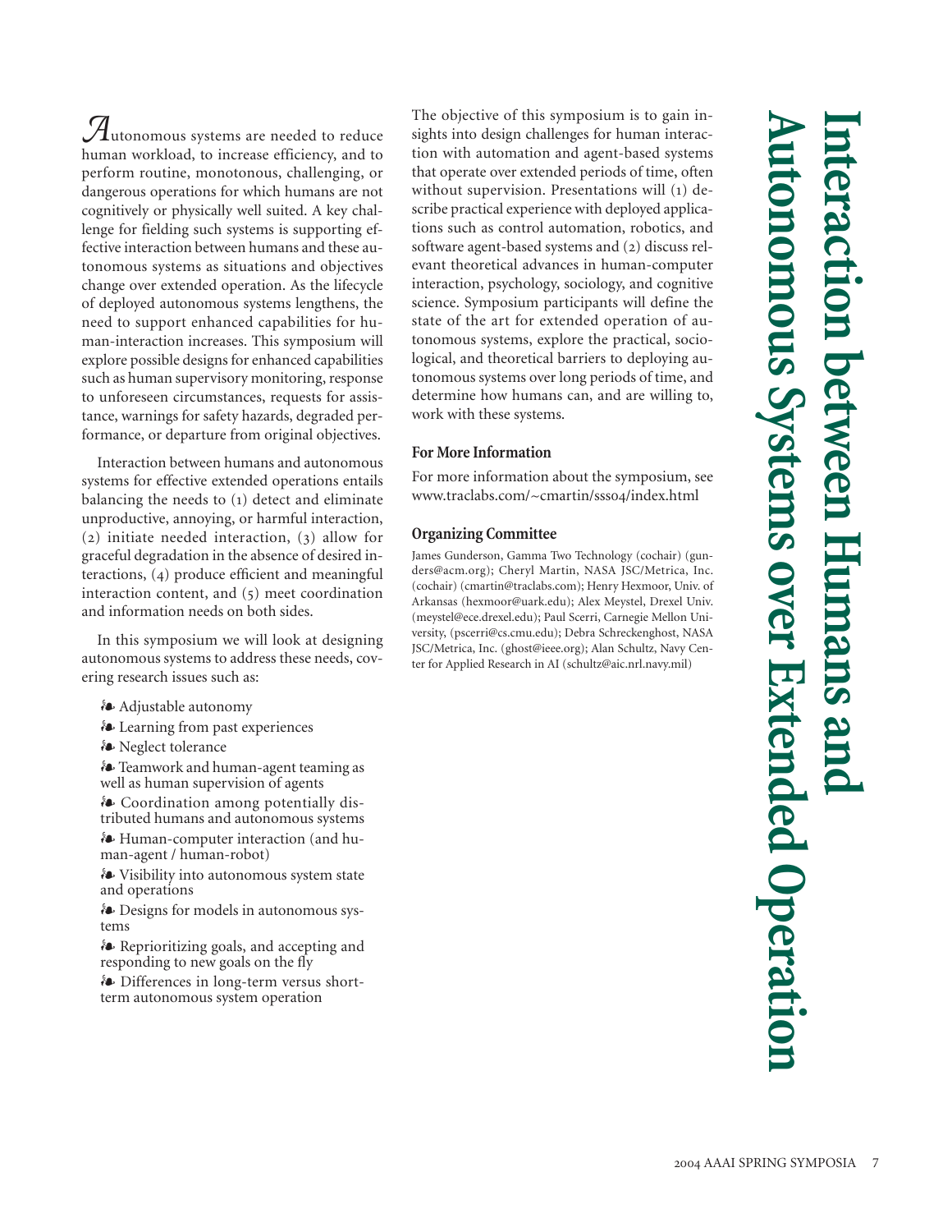# Interaction between Humans and Autonomous Systems over Extended Operation

Autonomous systems are needed to reduce human workload, to increase efficiency, and to perform routine, monotonous, challenging, or dangerous operations for which humans are not cognitively or physically well suited. A key challenge for fielding such systems is supporting effective interaction between humans and these autonomous systems as situations and objectives change over extended operation. As the lifecycle of deployed autonomous systems lengthens, the need to support enhanced capabilities for human-interaction increases. This symposium will explore possible designs for enhanced capabilities such as human supervisory monitoring, response to unforeseen circumstances, requests for assistance, warnings for safety hazards, degraded performance, or departure from original objectives.

Interaction between humans and autonomous systems for effective extended operations entails balancing the needs to (1) detect and eliminate unproductive, annoying, or harmful interaction, (2) initiate needed interaction, (3) allow for graceful degradation in the absence of desired interactions, (4) produce efficient and meaningful interaction content, and (5) meet coordination and information needs on both sides.

In this symposium we will look at designing autonomous systems to address these needs, covering research issues such as:

- Adjustable autonomy
- Learning from past experiences
- Neglect tolerance
- Teamwork and human-agent teaming as well as human supervision of agents
- Coordination among potentially distributed humans and autonomous systems
- Human-computer interaction (and human-agent / human-robot)
- Visibility into autonomous system state and operations
- Designs for models in autonomous systems
- Reprioritizing goals, and accepting and responding to new goals on the fly
- Differences in long-term versus short-term autonomous system operation

The objective of this symposium is to gain insights into design challenges for human interaction with automation and agent-based systems that operate over extended periods of time, often without supervision. Presentations will (1) describe practical experience with deployed applications such as control automation, robotics, and software agent-based systems and (2) discuss relevant theoretical advances in human-computer interaction, psychology, sociology, and cognitive science. Symposium participants will define the state of the art for extended operation of autonomous systems, explore the practical, sociological, and theoretical barriers to deploying autonomous systems over long periods of time, and determine how humans can, and are willing to, work with these systems.

### For More Information

For more information about the symposium, see www.traclabs.com/~cmartin/sss04/index.html

### Organizing Committee

James Gunderson, Gamma Two Technology (cochair) (gunders@acm.org); Cheryl Martin, NASA JSC/Metrica, Inc. (cochair) (cmartin@traclabs.com); Henry Hexmoor, Univ. of Arkansas (hexmoor@uark.edu); Alex Meystel, Drexel Univ. (meystel@ece.drexel.edu); Paul Scerri, Carnegie Mellon University, (pscerri@cs.cmu.edu); Debra Schreckenghost, NASA JSC/Metrica, Inc. (ghost@ieee.org); Alan Schultz, Navy Center for Applied Research in AI (schultz@aic.nrl.navy.mil)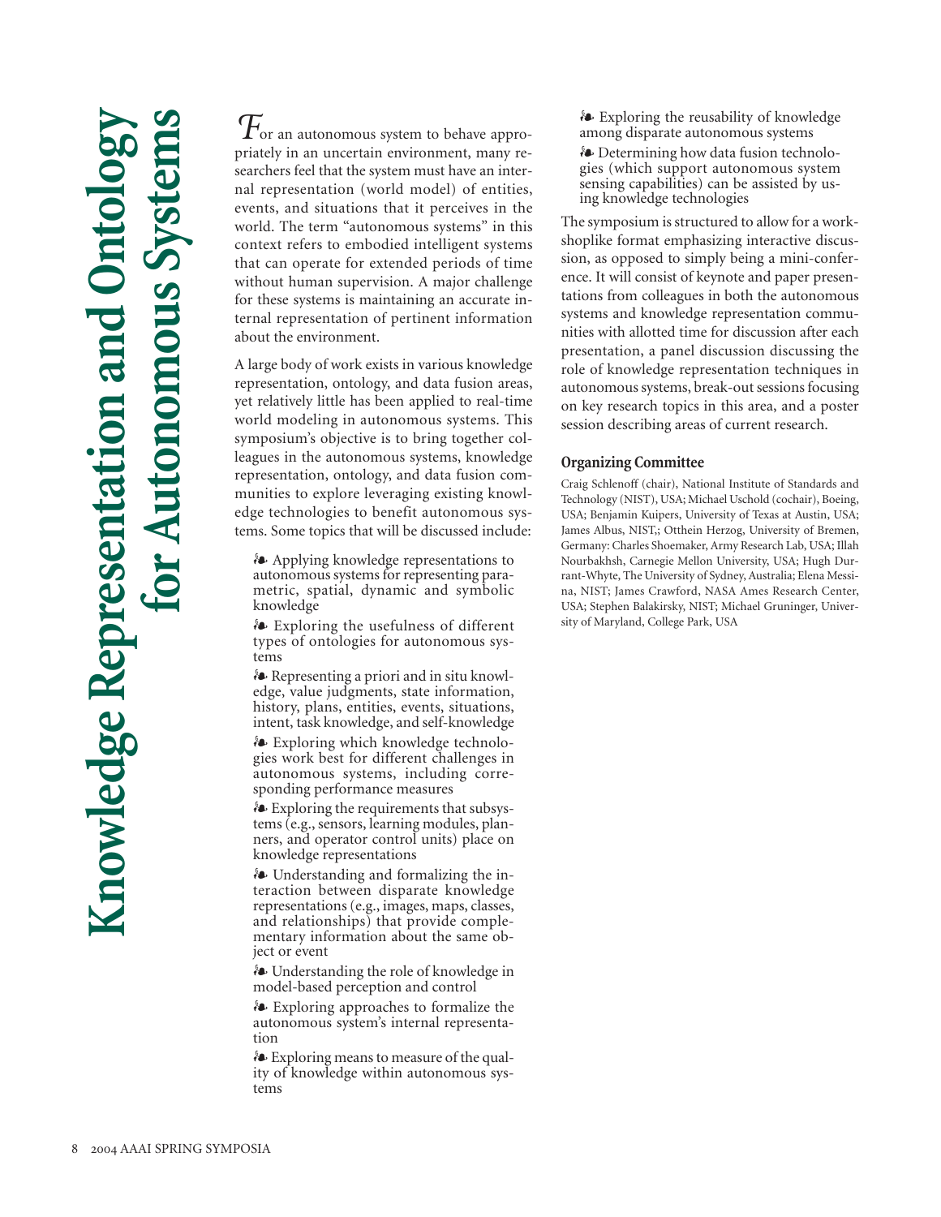# Knowledge Representation and Ontology for Autonomous Systems

For an autonomous system to behave appropriately in an uncertain environment, many researchers feel that the system must have an internal representation (world model) of entities, events, and situations that it perceives in the world. The term "autonomous systems" in this context refers to embodied intelligent systems that can operate for extended periods of time without human supervision. A major challenge for these systems is maintaining an accurate internal representation of pertinent information about the environment.

A large body of work exists in various knowledge representation, ontology, and data fusion areas, yet relatively little has been applied to real-time world modeling in autonomous systems. This symposium's objective is to bring together colleagues in the autonomous systems, knowledge representation, ontology, and data fusion communities to explore leveraging existing knowledge technologies to benefit autonomous systems. Some topics that will be discussed include:

- Applying knowledge representations to autonomous systems for representing parametric, spatial, dynamic and symbolic knowledge
- Exploring the usefulness of different types of ontologies for autonomous systems
- Representing a priori and in situ knowledge, value judgments, state information, history, plans, entities, events, situations, intent, task knowledge, and self-knowledge
- Exploring which knowledge technologies work best for different challenges in autonomous systems, including corresponding performance measures
- Exploring the requirements that subsystems (e.g., sensors, learning modules, planners, and operator control units) place on knowledge representations
- Understanding and formalizing the interaction between disparate knowledge representations (e.g., images, maps, classes, and relationships) that provide complementary information about the same object or event
- Understanding the role of knowledge in model-based perception and control
- Exploring approaches to formalize the autonomous system's internal representation
- Exploring means to measure of the quality of knowledge within autonomous systems
- Exploring the reusability of knowledge among disparate autonomous systems
- Determining how data fusion technologies (which support autonomous system sensing capabilities) can be assisted by using knowledge technologies

The symposium is structured to allow for a workshoplike format emphasizing interactive discussion, as opposed to simply being a mini-conference. It will consist of keynote and paper presentations from colleagues in both the autonomous systems and knowledge representation communities with allotted time for discussion after each presentation, a panel discussion discussing the role of knowledge representation techniques in autonomous systems, break-out sessions focusing on key research topics in this area, and a poster session describing areas of current research.

## Organizing Committee

Craig Schlenoff (chair), National Institute of Standards and Technology (NIST), USA; Michael Uschold (cochair), Boeing, USA; Benjamin Kuipers, University of Texas at Austin, USA; James Albus, NIST,; Otthein Herzog, University of Bremen, Germany: Charles Shoemaker, Army Research Lab, USA; Illah Nourbakhsh, Carnegie Mellon University, USA; Hugh Durrant-Whyte, The University of Sydney, Australia; Elena Messina, NIST; James Crawford, NASA Ames Research Center, USA; Stephen Balakirsky, NIST; Michael Gruninger, University of Maryland, College Park, USA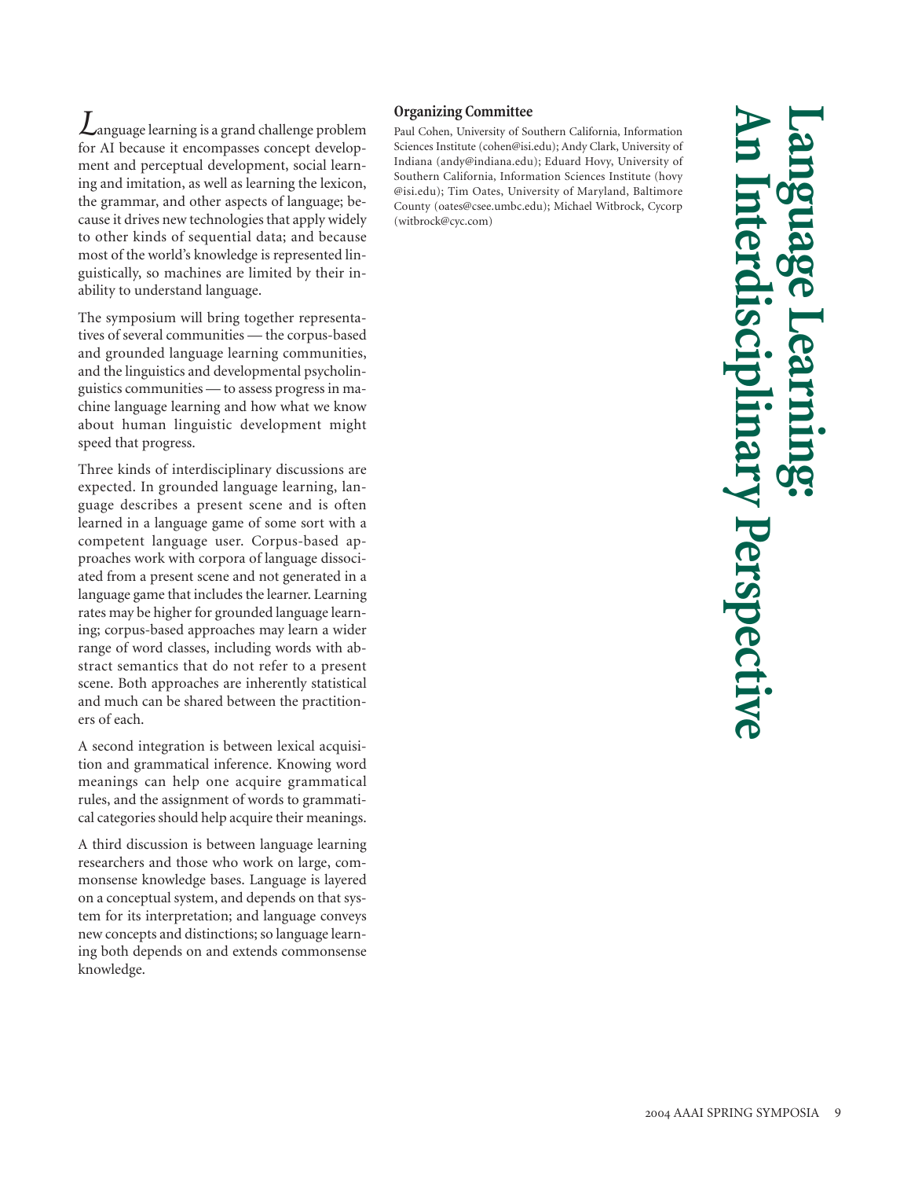# Language Learning: An Interdisciplinary Perspective

Language learning is a grand challenge problem for AI because it encompasses concept development and perceptual development, social learning and imitation, as well as learning the lexicon, the grammar, and other aspects of language; because it drives new technologies that apply widely to other kinds of sequential data; and because most of the world's knowledge is represented linguistically, so machines are limited by their inability to understand language.

The symposium will bring together representatives of several communities — the corpus-based and grounded language learning communities, and the linguistics and developmental psycholinguistics communities — to assess progress in machine language learning and how what we know about human linguistic development might speed that progress.

Three kinds of interdisciplinary discussions are expected. In grounded language learning, language describes a present scene and is often learned in a language game of some sort with a competent language user. Corpus-based approaches work with corpora of language dissociated from a present scene and not generated in a language game that includes the learner. Learning rates may be higher for grounded language learning; corpus-based approaches may learn a wider range of word classes, including words with abstract semantics that do not refer to a present scene. Both approaches are inherently statistical and much can be shared between the practitioners of each.

A second integration is between lexical acquisition and grammatical inference. Knowing word meanings can help one acquire grammatical rules, and the assignment of words to grammatical categories should help acquire their meanings.

A third discussion is between language learning researchers and those who work on large, commonsense knowledge bases. Language is layered on a conceptual system, and depends on that system for its interpretation; and language conveys new concepts and distinctions; so language learning both depends on and extends commonsense knowledge.

### Organizing Committee

Paul Cohen, University of Southern California, Information Sciences Institute (cohen@isi.edu); Andy Clark, University of Indiana (andy@indiana.edu); Eduard Hovy, University of Southern California, Information Sciences Institute (hovy@isi.edu); Tim Oates, University of Maryland, Baltimore County (oates@csee.umbc.edu); Michael Witbrock, Cycorp (witbrock@cyc.com)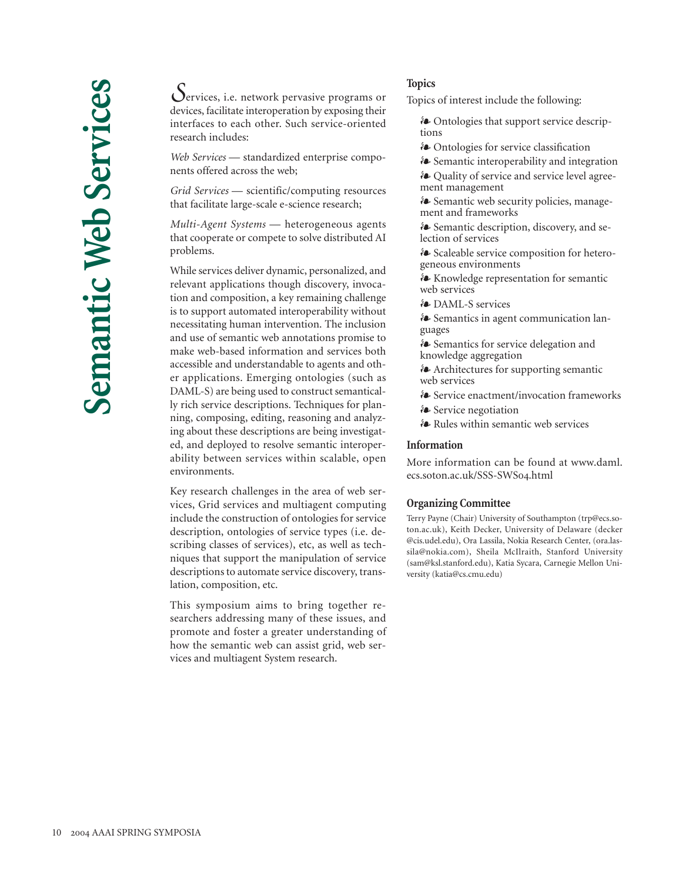# Semantic Web Services

Services, i.e. network pervasive programs or devices, facilitate interoperation by exposing their interfaces to each other. Such service-oriented research includes:

*Web Services* — standardized enterprise components offered across the web;

*Grid Services* — scientific/computing resources that facilitate large-scale e-science research;

*Multi-Agent Systems* — heterogeneous agents that cooperate or compete to solve distributed AI problems.

While services deliver dynamic, personalized, and relevant applications though discovery, invocation and composition, a key remaining challenge is to support automated interoperability without necessitating human intervention. The inclusion and use of semantic web annotations promise to make web-based information and services both accessible and understandable to agents and other applications. Emerging ontologies (such as DAML-S) are being used to construct semantically rich service descriptions. Techniques for planning, composing, editing, reasoning and analyzing about these descriptions are being investigated, and deployed to resolve semantic interoperability between services within scalable, open environments.

Key research challenges in the area of web services, Grid services and multiagent computing include the construction of ontologies for service description, ontologies of service types (i.e. describing classes of services), etc, as well as techniques that support the manipulation of service descriptions to automate service discovery, translation, composition, etc.

This symposium aims to bring together researchers addressing many of these issues, and promote and foster a greater understanding of how the semantic web can assist grid, web services and multiagent System research.

## Topics

Topics of interest include the following:

- Ontologies that support service descriptions
- Ontologies for service classification
- Semantic interoperability and integration
- Quality of service and service level agreement management
- Semantic web security policies, management and frameworks
- Semantic description, discovery, and selection of services
- Scaleable service composition for heterogeneous environments
- Knowledge representation for semantic web services
- DAML-S services
- Semantics in agent communication languages
- Semantics for service delegation and knowledge aggregation
- Architectures for supporting semantic web services
- Service enactment/invocation frameworks
- Service negotiation
- Rules within semantic web services

## Information

More information can be found at www.daml.ecs.soton.ac.uk/SSS-SWS04.html

## Organizing Committee

Terry Payne (Chair) University of Southampton (trp@ecs.soton.ac.uk), Keith Decker, University of Delaware (decker@cis.udel.edu), Ora Lassila, Nokia Research Center, (ora.lassila@nokia.com), Sheila McIlraith, Stanford University (sam@ksl.stanford.edu), Katia Sycara, Carnegie Mellon University (katia@cs.cmu.edu)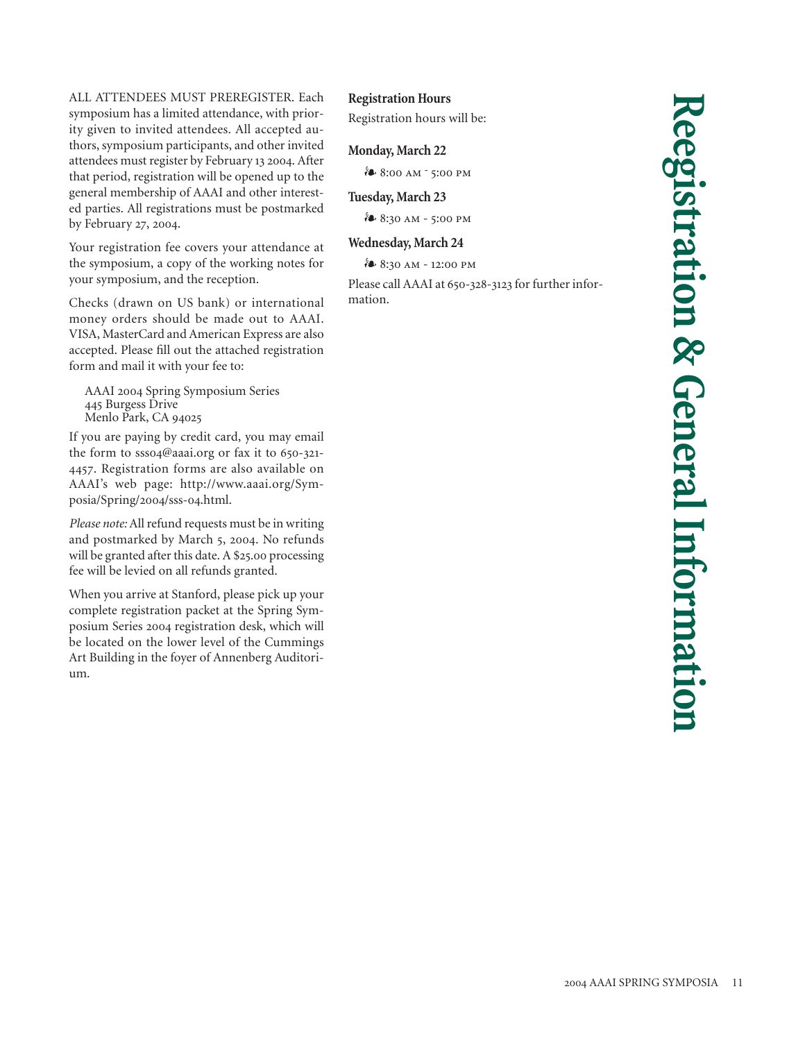# Registration & General Information

ALL ATTENDEES MUST PREREGISTER. Each symposium has a limited attendance, with priority given to invited attendees. All accepted authors, symposium participants, and other invited attendees must register by February 13 2004. After that period, registration will be opened up to the general membership of AAAI and other interested parties. All registrations must be postmarked by February 27, 2004.

Your registration fee covers your attendance at the symposium, a copy of the working notes for your symposium, and the reception.

Checks (drawn on US bank) or international money orders should be made out to AAAI. VISA, MasterCard and American Express are also accepted. Please fill out the attached registration form and mail it with your fee to:

AAAI 2004 Spring Symposium Series
445 Burgess Drive
Menlo Park, CA 94025

If you are paying by credit card, you may email the form to sss04@aaai.org or fax it to 650-321-4457. Registration forms are also available on AAAI's web page: http://www.aaai.org/Symposia/Spring/2004/sss-04.html.

*Please note:* All refund requests must be in writing and postmarked by March 5, 2004. No refunds will be granted after this date. A $25.00 processing fee will be levied on all refunds granted.

When you arrive at Stanford, please pick up your complete registration packet at the Spring Symposium Series 2004 registration desk, which will be located on the lower level of the Cummings Art Building in the foyer of Annenberg Auditorium.

**Registration Hours**

Registration hours will be:

**Monday, March 22**

- 8:00 AM - 5:00 PM

**Tuesday, March 23**

- 8:30 AM - 5:00 PM

**Wednesday, March 24**

- 8:30 AM - 12:00 PM

Please call AAAI at 650-328-3123 for further information.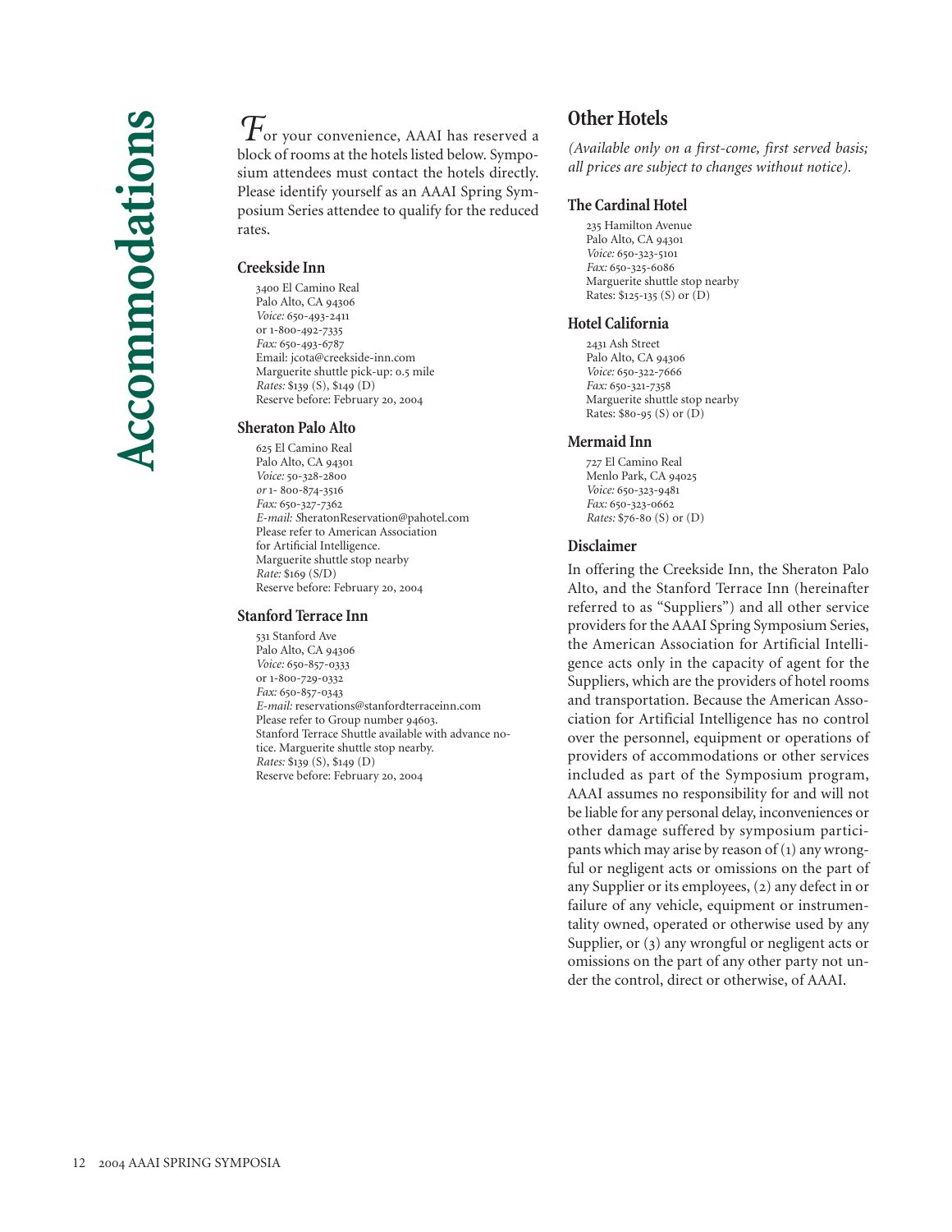# Accommodations

For your convenience, AAAI has reserved a block of rooms at the hotels listed below. Symposium attendees must contact the hotels directly. Please identify yourself as an AAAI Spring Symposium Series attendee to qualify for the reduced rates.

### Creekside Inn

3400 El Camino Real
Palo Alto, CA 94306
*Voice:* 650-493-2411
or 1-800-492-7335
*Fax:* 650-493-6787
Email: jcota@creekside-inn.com
Marguerite shuttle pick-up: 0.5 mile
*Rates:* $139 (S), $149 (D)
Reserve before: February 20, 2004

### Sheraton Palo Alto

625 El Camino Real
Palo Alto, CA 94301
*Voice:* 50-328-2800
*or* 1- 800-874-3516
*Fax:* 650-327-7362
*E-mail:* SheratonReservation@pahotel.com
Please refer to American Association for Artificial Intelligence.
Marguerite shuttle stop nearby
*Rate:* $169 (S/D)
Reserve before: February 20, 2004

### Stanford Terrace Inn

531 Stanford Ave
Palo Alto, CA 94306
*Voice:* 650-857-0333
or 1-800-729-0332
*Fax:* 650-857-0343
*E-mail:* reservations@stanfordterraceinn.com
Please refer to Group number 94603.
Stanford Terrace Shuttle available with advance notice. Marguerite shuttle stop nearby.
*Rates:* $139 (S), $149 (D)
Reserve before: February 20, 2004

## Other Hotels

*(Available only on a first-come, first served basis; all prices are subject to changes without notice).*

### The Cardinal Hotel

235 Hamilton Avenue
Palo Alto, CA 94301
*Voice:* 650-323-5101
*Fax:* 650-325-6086
Marguerite shuttle stop nearby
Rates: $125-135 (S) or (D)

### Hotel California

2431 Ash Street
Palo Alto, CA 94306
*Voice:* 650-322-7666
*Fax:* 650-321-7358
Marguerite shuttle stop nearby
Rates: $80-95 (S) or (D)

### Mermaid Inn

727 El Camino Real
Menlo Park, CA 94025
*Voice:* 650-323-9481
*Fax:* 650-323-0662
*Rates:* $76-80 (S) or (D)

### Disclaimer

In offering the Creekside Inn, the Sheraton Palo Alto, and the Stanford Terrace Inn (hereinafter referred to as "Suppliers") and all other service providers for the AAAI Spring Symposium Series, the American Association for Artificial Intelligence acts only in the capacity of agent for the Suppliers, which are the providers of hotel rooms and transportation. Because the American Association for Artificial Intelligence has no control over the personnel, equipment or operations of providers of accommodations or other services included as part of the Symposium program, AAAI assumes no responsibility for and will not be liable for any personal delay, inconveniences or other damage suffered by symposium participants which may arise by reason of (1) any wrongful or negligent acts or omissions on the part of any Supplier or its employees, (2) any defect in or failure of any vehicle, equipment or instrumentality owned, operated or otherwise used by any Supplier, or (3) any wrongful or negligent acts or omissions on the part of any other party not under the control, direct or otherwise, of AAAI.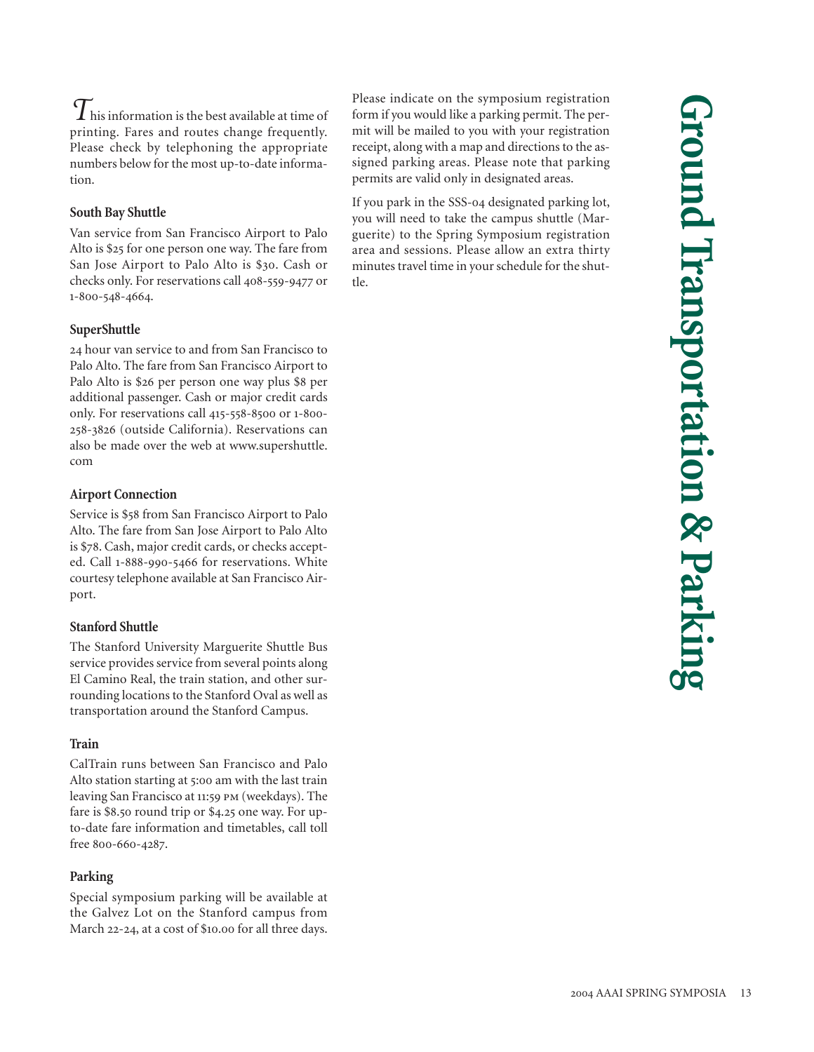# Ground Transportation & Parking

This information is the best available at time of printing. Fares and routes change frequently. Please check by telephoning the appropriate numbers below for the most up-to-date information.

### South Bay Shuttle

Van service from San Francisco Airport to Palo Alto is $25 for one person one way. The fare from San Jose Airport to Palo Alto is $30. Cash or checks only. For reservations call 408-559-9477 or 1-800-548-4664.

### SuperShuttle

24 hour van service to and from San Francisco to Palo Alto. The fare from San Francisco Airport to Palo Alto is $26 per person one way plus $8 per additional passenger. Cash or major credit cards only. For reservations call 415-558-8500 or 1-800-258-3826 (outside California). Reservations can also be made over the web at www.supershuttle.com

### Airport Connection

Service is $58 from San Francisco Airport to Palo Alto. The fare from San Jose Airport to Palo Alto is $78. Cash, major credit cards, or checks accepted. Call 1-888-990-5466 for reservations. White courtesy telephone available at San Francisco Airport.

### Stanford Shuttle

The Stanford University Marguerite Shuttle Bus service provides service from several points along El Camino Real, the train station, and other surrounding locations to the Stanford Oval as well as transportation around the Stanford Campus.

### Train

CalTrain runs between San Francisco and Palo Alto station starting at 5:00 am with the last train leaving San Francisco at 11:59 PM (weekdays). The fare is $8.50 round trip or $4.25 one way. For up-to-date fare information and timetables, call toll free 800-660-4287.

### Parking

Special symposium parking will be available at the Galvez Lot on the Stanford campus from March 22-24, at a cost of $10.00 for all three days. Please indicate on the symposium registration form if you would like a parking permit. The permit will be mailed to you with your registration receipt, along with a map and directions to the assigned parking areas. Please note that parking permits are valid only in designated areas.

If you park in the SSS-04 designated parking lot, you will need to take the campus shuttle (Marguerite) to the Spring Symposium registration area and sessions. Please allow an extra thirty minutes travel time in your schedule for the shuttle.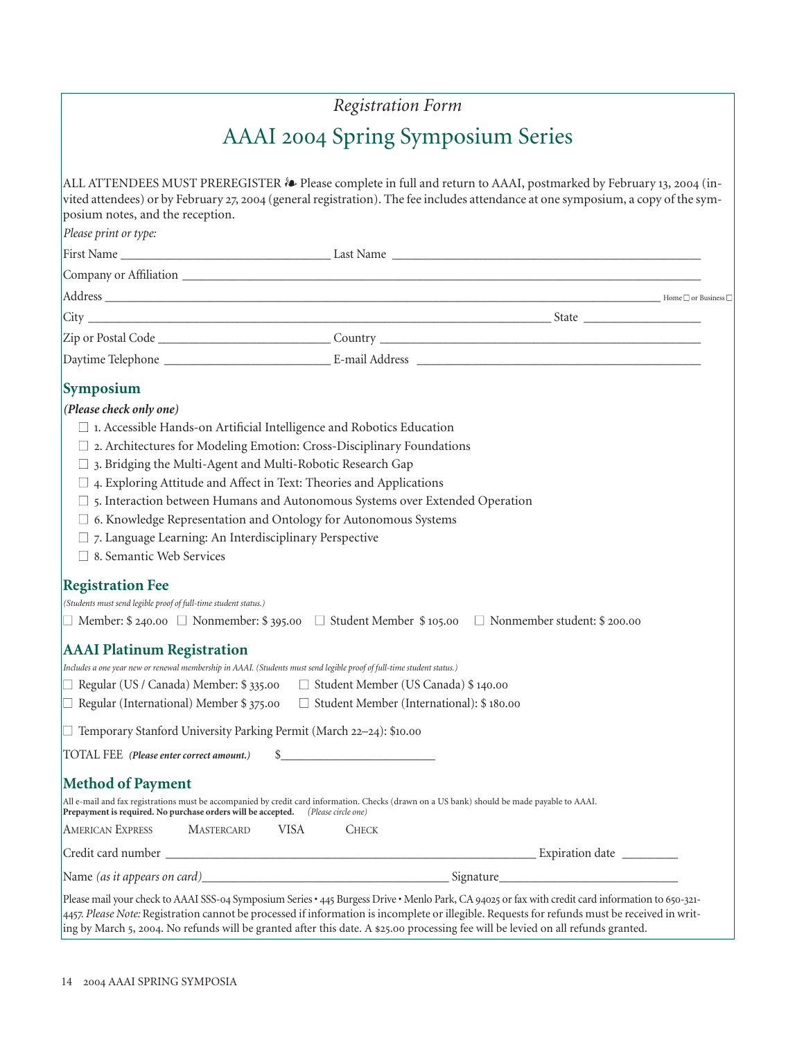*Registration Form*

# AAAI 2004 Spring Symposium Series

ALL ATTENDEES MUST PREREGISTER ❧ Please complete in full and return to AAAI, postmarked by February 13, 2004 (invited attendees) or by February 27, 2004 (general registration). The fee includes attendance at one symposium, a copy of the symposium notes, and the reception.

*Please print or type:*

First Name ______________________________ Last Name ______________________________________________

Company or Affiliation ________________________________________________________________________________

Address ____________________________________________________________________________________ Home ☐ or Business ☐

City ________________________________________________________________ State __________________

Zip or Postal Code __________________________ Country ______________________________________________

Daytime Telephone _________________________ E-mail Address ___________________________________________

## Symposium

***(Please check only one)***

- ☐ 1. Accessible Hands-on Artificial Intelligence and Robotics Education
- ☐ 2. Architectures for Modeling Emotion: Cross-Disciplinary Foundations
- ☐ 3. Bridging the Multi-Agent and Multi-Robotic Research Gap
- ☐ 4. Exploring Attitude and Affect in Text: Theories and Applications
- ☐ 5. Interaction between Humans and Autonomous Systems over Extended Operation
- ☐ 6. Knowledge Representation and Ontology for Autonomous Systems
- ☐ 7. Language Learning: An Interdisciplinary Perspective
- ☐ 8. Semantic Web Services

## Registration Fee

*(Students must send legible proof of full-time student status.)*

☐ Member: $ 240.00 ☐ Nonmember: $ 395.00 ☐ Student Member $ 105.00 ☐ Nonmember student: $ 200.00

## AAAI Platinum Registration

*Includes a one year new or renewal membership in AAAI. (Students must send legible proof of full-time student status.)*

☐ Regular (US / Canada) Member: $ 335.00 ☐ Student Member (US Canada) $ 140.00

☐ Regular (International) Member $ 375.00 ☐ Student Member (International): $ 180.00

☐ Temporary Stanford University Parking Permit (March 22–24): $10.00

TOTAL FEE ***(Please enter correct amount.)*** $______________________

## Method of Payment

All e-mail and fax registrations must be accompanied by credit card information. Checks (drawn on a US bank) should be made payable to AAAI.
**Prepayment is required. No purchase orders will be accepted.** *(Please circle one)*

AMERICAN EXPRESS MASTERCARD VISA CHECK

Credit card number ___________________________________________________ Expiration date ________

Name *(as it appears on card)*_____________________________________ Signature___________________________

Please mail your check to AAAI SSS-04 Symposium Series • 445 Burgess Drive • Menlo Park, CA 94025 or fax with credit card information to 650-321-4457. *Please Note:* Registration cannot be processed if information is incomplete or illegible. Requests for refunds must be received in writing by March 5, 2004. No refunds will be granted after this date. A $25.00 processing fee will be levied on all refunds granted.